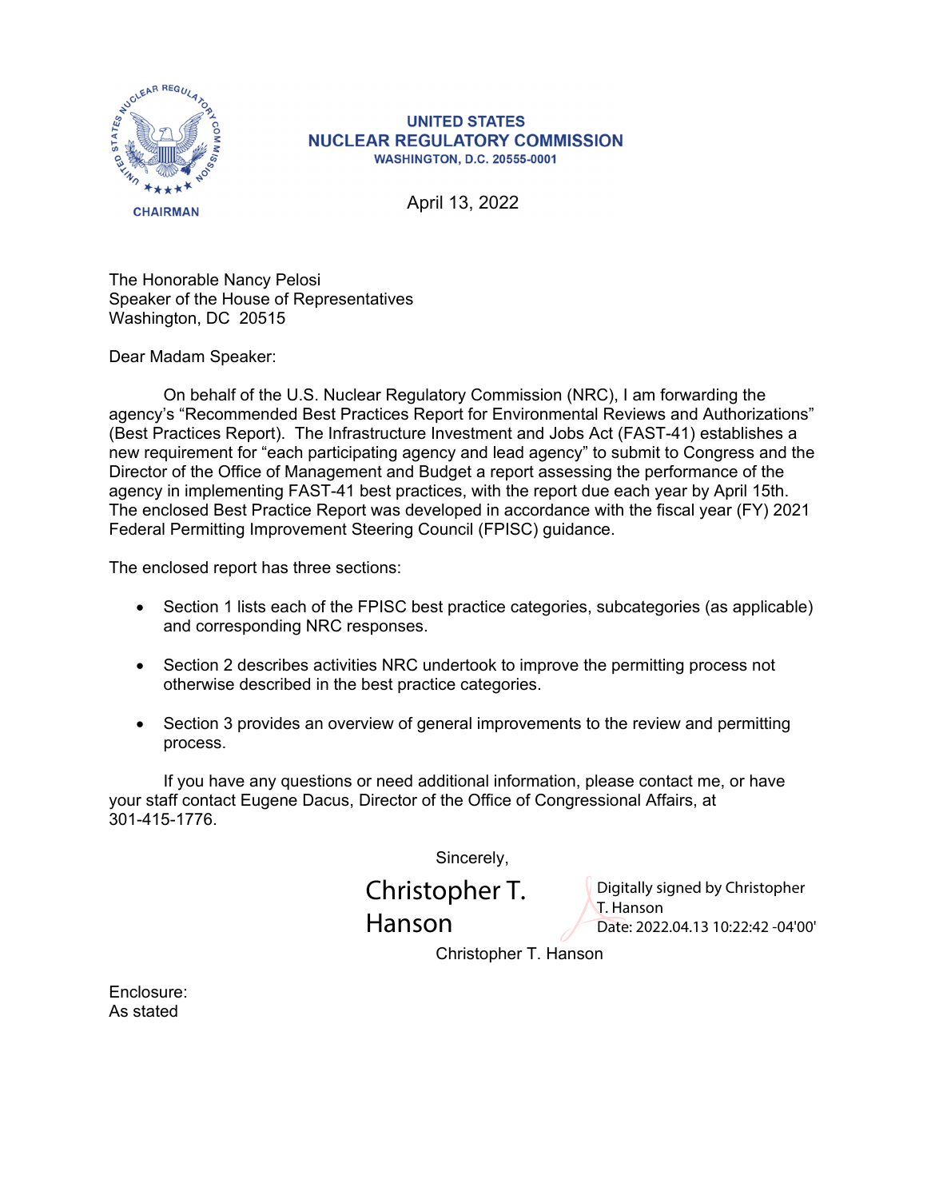UNITED STATES
NUCLEAR REGULATORY COMMISSION
WASHINGTON, D.C. 20555-0001

CHAIRMAN

April 13, 2022

The Honorable Nancy Pelosi
Speaker of the House of Representatives
Washington, DC 20515

Dear Madam Speaker:

On behalf of the U.S. Nuclear Regulatory Commission (NRC), I am forwarding the agency's "Recommended Best Practices Report for Environmental Reviews and Authorizations" (Best Practices Report). The Infrastructure Investment and Jobs Act (FAST-41) establishes a new requirement for "each participating agency and lead agency" to submit to Congress and the Director of the Office of Management and Budget a report assessing the performance of the agency in implementing FAST-41 best practices, with the report due each year by April 15th. The enclosed Best Practice Report was developed in accordance with the fiscal year (FY) 2021 Federal Permitting Improvement Steering Council (FPISC) guidance.

The enclosed report has three sections:

- Section 1 lists each of the FPISC best practice categories, subcategories (as applicable) and corresponding NRC responses.
- Section 2 describes activities NRC undertook to improve the permitting process not otherwise described in the best practice categories.
- Section 3 provides an overview of general improvements to the review and permitting process.

If you have any questions or need additional information, please contact me, or have your staff contact Eugene Dacus, Director of the Office of Congressional Affairs, at 301-415-1776.

Sincerely,

Christopher T. Hanson

Digitally signed by Christopher T. Hanson
Date: 2022.04.13 10:22:42 -04'00'

Christopher T. Hanson

Enclosure:
As stated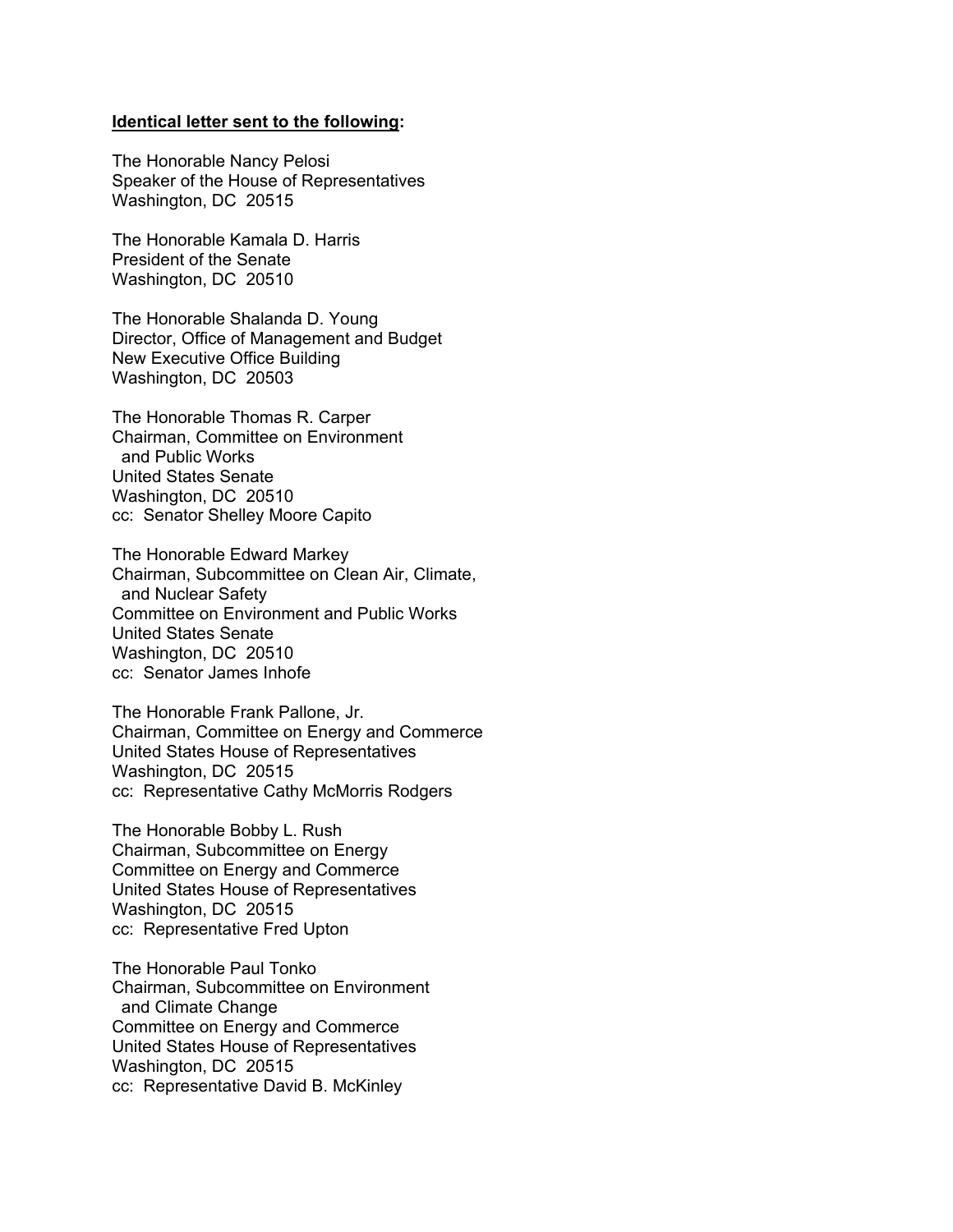**Identical letter sent to the following:**

The Honorable Nancy Pelosi
Speaker of the House of Representatives
Washington, DC 20515

The Honorable Kamala D. Harris
President of the Senate
Washington, DC 20510

The Honorable Shalanda D. Young
Director, Office of Management and Budget
New Executive Office Building
Washington, DC 20503

The Honorable Thomas R. Carper
Chairman, Committee on Environment
and Public Works
United States Senate
Washington, DC 20510
cc: Senator Shelley Moore Capito

The Honorable Edward Markey
Chairman, Subcommittee on Clean Air, Climate,
and Nuclear Safety
Committee on Environment and Public Works
United States Senate
Washington, DC 20510
cc: Senator James Inhofe

The Honorable Frank Pallone, Jr.
Chairman, Committee on Energy and Commerce
United States House of Representatives
Washington, DC 20515
cc: Representative Cathy McMorris Rodgers

The Honorable Bobby L. Rush
Chairman, Subcommittee on Energy
Committee on Energy and Commerce
United States House of Representatives
Washington, DC 20515
cc: Representative Fred Upton

The Honorable Paul Tonko
Chairman, Subcommittee on Environment
and Climate Change
Committee on Energy and Commerce
United States House of Representatives
Washington, DC 20515
cc: Representative David B. McKinley